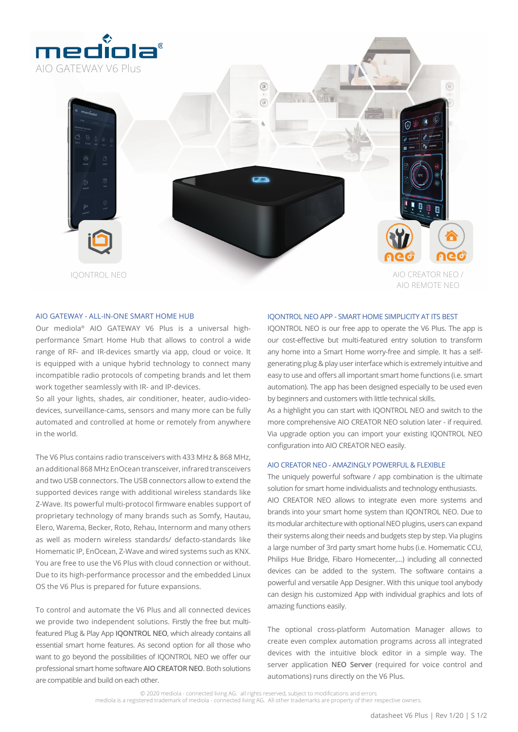# mediola®

AIO GATEWAY V6 Plus

IQONTROL NEO

AIO CREATOR NEO / AIO REMOTE NEO

## AIO GATEWAY - ALL-IN-ONE SMART HOME HUB

Our mediola® AIO GATEWAY V6 Plus is a universal high-performance Smart Home Hub that allows to control a wide range of RF- and IR-devices smartly via app, cloud or voice. It is equipped with a unique hybrid technology to connect many incompatible radio protocols of competing brands and let them work together seamlessly with IR- and IP-devices.
So all your lights, shades, air conditioner, heater, audio-video-devices, surveillance-cams, sensors and many more can be fully automated and controlled at home or remotely from anywhere in the world.

The V6 Plus contains radio transceivers with 433 MHz & 868 MHz, an additional 868 MHz EnOcean transceiver, infrared transceivers and two USB connectors. The USB connectors allow to extend the supported devices range with additional wireless standards like Z-Wave. Its powerful multi-protocol firmware enables support of proprietary technology of many brands such as Somfy, Hautau, Elero, Warema, Becker, Roto, Rehau, Internorm and many others as well as modern wireless standards/ defacto-standards like Homematic IP, EnOcean, Z-Wave and wired systems such as KNX. You are free to use the V6 Plus with cloud connection or without. Due to its high-performance processor and the embedded Linux OS the V6 Plus is prepared for future expansions.

To control and automate the V6 Plus and all connected devices we provide two independent solutions. Firstly the free but multi-featured Plug & Play App **IQONTROL NEO**, which already contains all essential smart home features. As second option for all those who want to go beyond the possibilities of IQONTROL NEO we offer our professional smart home software **AIO CREATOR NEO**. Both solutions are compatible and build on each other.

## IQONTROL NEO APP - SMART HOME SIMPLICITY AT ITS BEST

IQONTROL NEO is our free app to operate the V6 Plus. The app is our cost-effective but multi-featured entry solution to transform any home into a Smart Home worry-free and simple. It has a self-generating plug & play user interface which is extremely intuitive and easy to use and offers all important smart home functions (i.e. smart automation). The app has been designed especially to be used even by beginners and customers with little technical skills.
As a highlight you can start with IQONTROL NEO and switch to the more comprehensive AIO CREATOR NEO solution later - if required. Via upgrade option you can import your existing IQONTROL NEO configuration into AIO CREATOR NEO easily.

## AIO CREATOR NEO - AMAZINGLY POWERFUL & FLEXIBLE

The uniquely powerful software / app combination is the ultimate solution for smart home individualists and technology enthusiasts.
AIO CREATOR NEO allows to integrate even more systems and brands into your smart home system than IQONTROL NEO. Due to its modular architecture with optional NEO plugins, users can expand their systems along their needs and budgets step by step. Via plugins a large number of 3rd party smart home hubs (i.e. Homematic CCU, Philips Hue Bridge, Fibaro Homecenter,...) including all connected devices can be added to the system. The software contains a powerful and versatile App Designer. With this unique tool anybody can design his customized App with individual graphics and lots of amazing functions easily.

The optional cross-platform Automation Manager allows to create even complex automation programs across all integrated devices with the intuitive block editor in a simple way. The server application **NEO Server** (required for voice control and automations) runs directly on the V6 Plus.

© 2020 mediola - connected living AG. all rights reserved, subject to modifications and errors
mediola is a registered trademark of mediola - connected living AG. All other trademarks are property of their respective owners.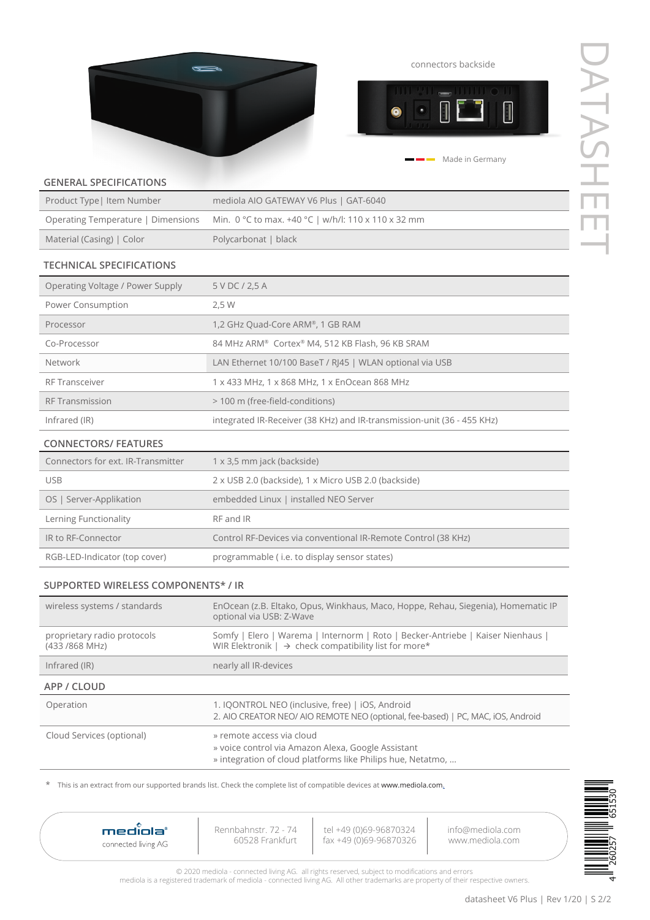connectors backside

Made in Germany

DATASHEET

## GENERAL SPECIFICATIONS

| | |
|---|---|
| Product Type \| Item Number | mediola AIO GATEWAY V6 Plus \| GAT-6040 |
| Operating Temperature \| Dimensions | Min. 0 °C to max. +40 °C \| w/h/l: 110 x 110 x 32 mm |
| Material (Casing) \| Color | Polycarbonat \| black |

## TECHNICAL SPECIFICATIONS

| | |
|---|---|
| Operating Voltage / Power Supply | 5 V DC / 2,5 A |
| Power Consumption | 2,5 W |
| Processor | 1,2 GHz Quad-Core ARM®, 1 GB RAM |
| Co-Processor | 84 MHz ARM® Cortex® M4, 512 KB Flash, 96 KB SRAM |
| Network | LAN Ethernet 10/100 BaseT / RJ45 \| WLAN optional via USB |
| RF Transceiver | 1 x 433 MHz, 1 x 868 MHz, 1 x EnOcean 868 MHz |
| RF Transmission | > 100 m (free-field-conditions) |
| Infrared (IR) | integrated IR-Receiver (38 KHz) and IR-transmission-unit (36 - 455 KHz) |

## CONNECTORS/ FEATURES

| | |
|---|---|
| Connectors for ext. IR-Transmitter | 1 x 3,5 mm jack (backside) |
| USB | 2 x USB 2.0 (backside), 1 x Micro USB 2.0 (backside) |
| OS \| Server-Applikation | embedded Linux \| installed NEO Server |
| Lerning Functionality | RF and IR |
| IR to RF-Connector | Control RF-Devices via conventional IR-Remote Control (38 KHz) |
| RGB-LED-Indicator (top cover) | programmable ( i.e. to display sensor states) |

## SUPPORTED WIRELESS COMPONENTS* / IR

| | |
|---|---|
| wireless systems / standards | EnOcean (z.B. Eltako, Opus, Winkhaus, Maco, Hoppe, Rehau, Siegenia), Homematic IP optional via USB: Z-Wave |
| proprietary radio protocols (433 /868 MHz) | Somfy \| Elero \| Warema \| Internorm \| Roto \| Becker-Antriebe \| Kaiser Nienhaus \| WIR Elektronik \| → check compatibility list for more* |
| Infrared (IR) | nearly all IR-devices |

## APP / CLOUD

| | |
|---|---|
| Operation | 1. IQONTROL NEO (inclusive, free) \| iOS, Android<br>2. AIO CREATOR NEO/ AIO REMOTE NEO (optional, fee-based) \| PC, MAC, iOS, Android |
| Cloud Services (optional) | » remote access via cloud<br>» voice control via Amazon Alexa, Google Assistant<br>» integration of cloud platforms like Philips hue, Netatmo, ... |

* This is an extract from our supported brands list. Check the complete list of compatible devices at www.mediola.com.

mediola® connected living AG

Rennbahnstr. 72 - 74
60528 Frankfurt

tel +49 (0)69-96870324
fax +49 (0)69-96870326

info@mediola.com
www.mediola.com

4 260257 651530

© 2020 mediola - connected living AG. all rights reserved, subject to modifications and errors
mediola is a registered trademark of mediola - connected living AG. All other trademarks are property of their respective owners.